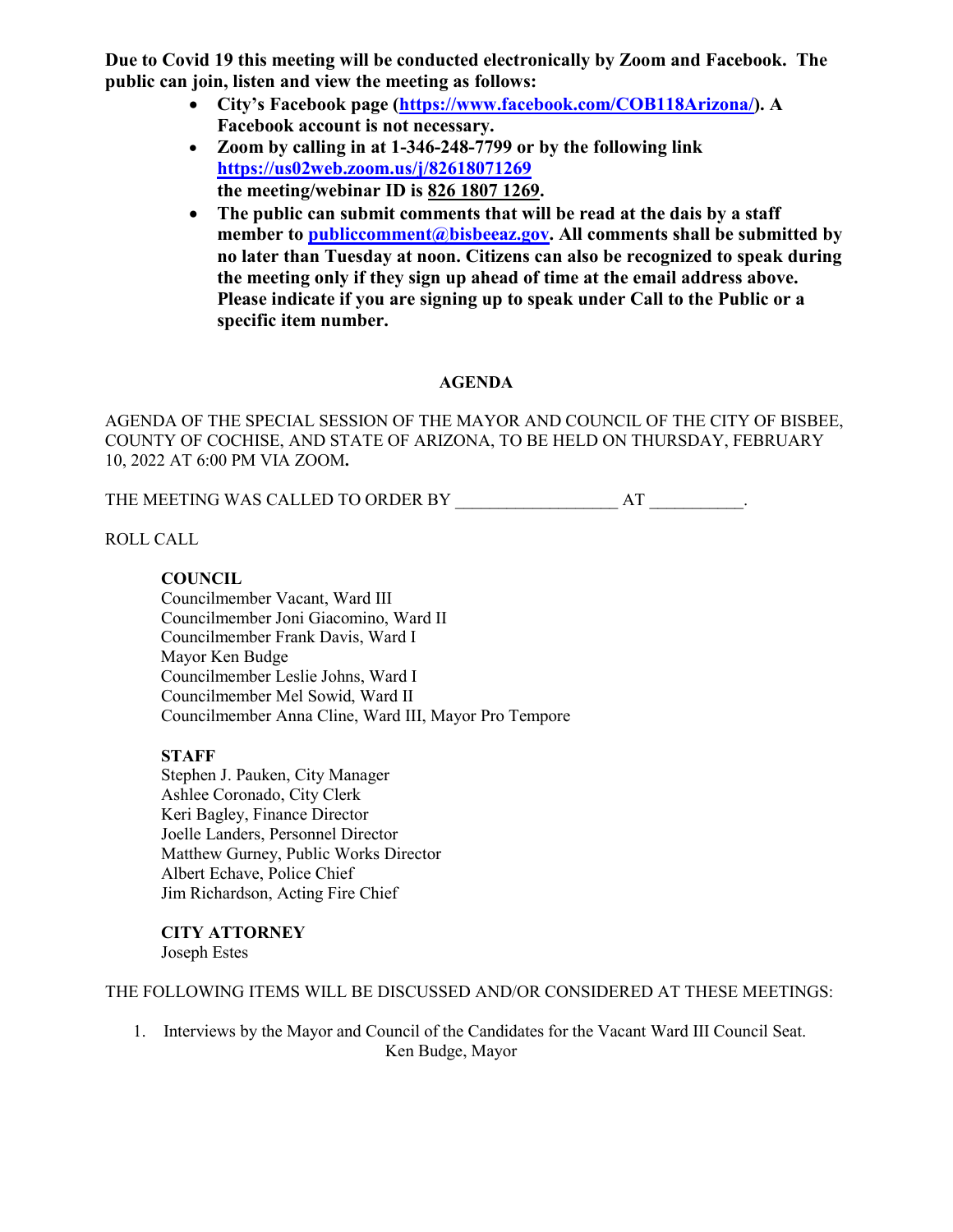**Due to Covid 19 this meeting will be conducted electronically by Zoom and Facebook. The public can join, listen and view the meeting as follows:**

- **City's Facebook page (https://www.facebook.com/COB118Arizona/). A Facebook account is not necessary.**
- **Zoom by calling in at 1-346-248-7799 or by the following link https://us02web.zoom.us/j/82618071269 the meeting/webinar ID is 826 1807 1269.**
- **The public can submit comments that will be read at the dais by a staff member to publiccomment@bisbeeaz.gov. All comments shall be submitted by no later than Tuesday at noon. Citizens can also be recognized to speak during the meeting only if they sign up ahead of time at the email address above. Please indicate if you are signing up to speak under Call to the Public or a specific item number.**

## AGENDA

AGENDA OF THE SPECIAL SESSION OF THE MAYOR AND COUNCIL OF THE CITY OF BISBEE, COUNTY OF COCHISE, AND STATE OF ARIZONA, TO BE HELD ON THURSDAY, FEBRUARY 10, 2022 AT 6:00 PM VIA ZOOM**.**

THE MEETING WAS CALLED TO ORDER BY __________________ AT __________.

ROLL CALL

**COUNCIL**
Councilmember Vacant, Ward III
Councilmember Joni Giacomino, Ward II
Councilmember Frank Davis, Ward I
Mayor Ken Budge
Councilmember Leslie Johns, Ward I
Councilmember Mel Sowid, Ward II
Councilmember Anna Cline, Ward III, Mayor Pro Tempore

**STAFF**
Stephen J. Pauken, City Manager
Ashlee Coronado, City Clerk
Keri Bagley, Finance Director
Joelle Landers, Personnel Director
Matthew Gurney, Public Works Director
Albert Echave, Police Chief
Jim Richardson, Acting Fire Chief

**CITY ATTORNEY**
Joseph Estes

THE FOLLOWING ITEMS WILL BE DISCUSSED AND/OR CONSIDERED AT THESE MEETINGS:

1. Interviews by the Mayor and Council of the Candidates for the Vacant Ward III Council Seat.
   Ken Budge, Mayor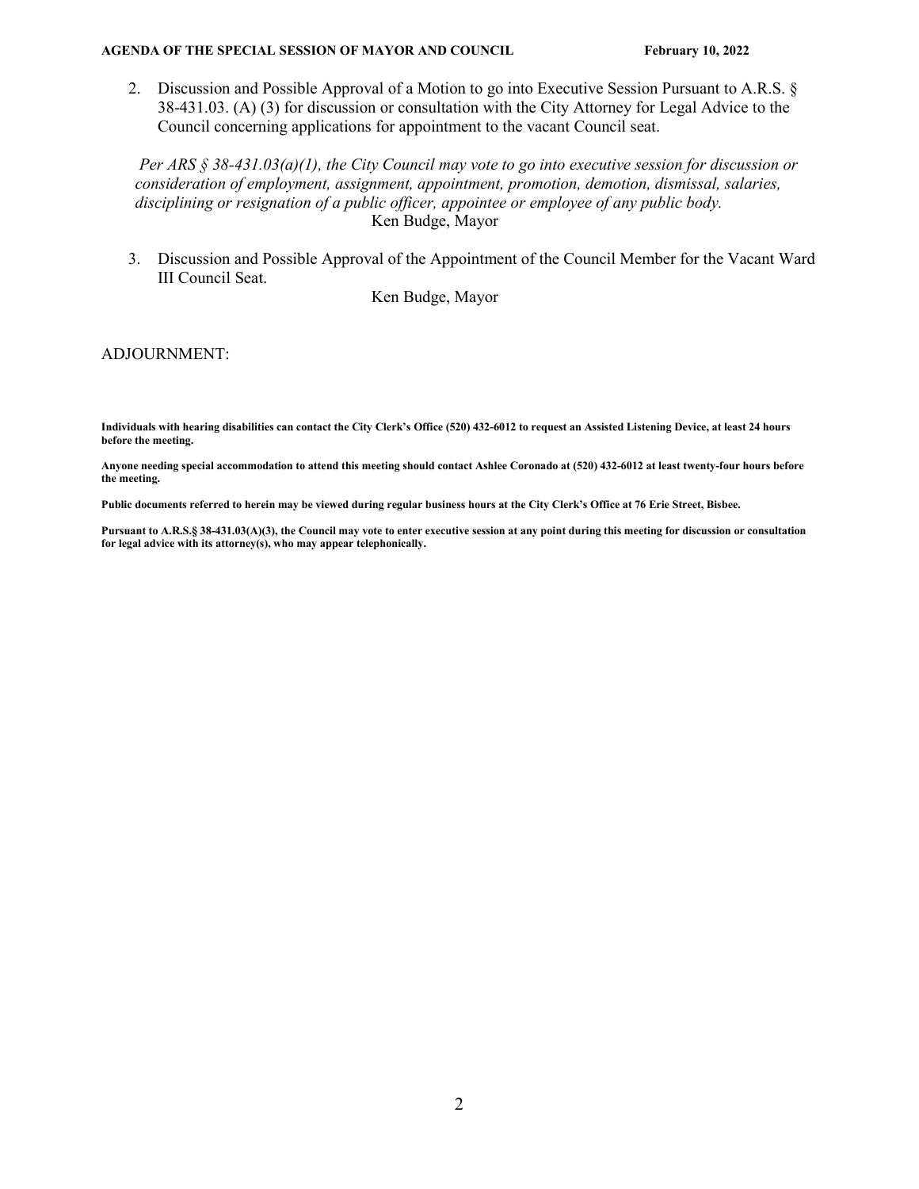2. Discussion and Possible Approval of a Motion to go into Executive Session Pursuant to A.R.S. § 38-431.03. (A) (3) for discussion or consultation with the City Attorney for Legal Advice to the Council concerning applications for appointment to the vacant Council seat.

   *Per ARS § 38-431.03(a)(1), the City Council may vote to go into executive session for discussion or consideration of employment, assignment, appointment, promotion, demotion, dismissal, salaries, disciplining or resignation of a public officer, appointee or employee of any public body.*

   Ken Budge, Mayor

3. Discussion and Possible Approval of the Appointment of the Council Member for the Vacant Ward III Council Seat.

   Ken Budge, Mayor

ADJOURNMENT:

**Individuals with hearing disabilities can contact the City Clerk's Office (520) 432-6012 to request an Assisted Listening Device, at least 24 hours before the meeting.**

**Anyone needing special accommodation to attend this meeting should contact Ashlee Coronado at (520) 432-6012 at least twenty-four hours before the meeting.**

**Public documents referred to herein may be viewed during regular business hours at the City Clerk's Office at 76 Erie Street, Bisbee.**

**Pursuant to A.R.S.§ 38-431.03(A)(3), the Council may vote to enter executive session at any point during this meeting for discussion or consultation for legal advice with its attorney(s), who may appear telephonically.**